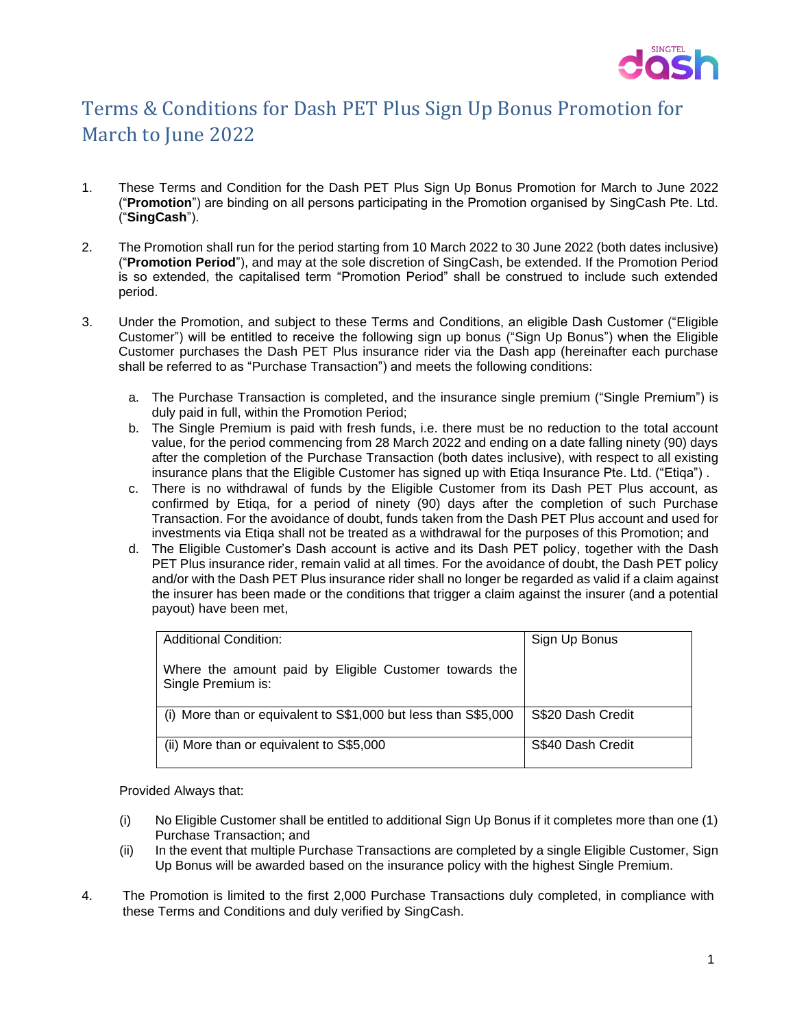# Terms & Conditions for Dash PET Plus Sign Up Bonus Promotion for March to June 2022

1. These Terms and Condition for the Dash PET Plus Sign Up Bonus Promotion for March to June 2022 ("**Promotion**") are binding on all persons participating in the Promotion organised by SingCash Pte. Ltd. ("**SingCash**").

2. The Promotion shall run for the period starting from 10 March 2022 to 30 June 2022 (both dates inclusive) ("**Promotion Period**"), and may at the sole discretion of SingCash, be extended. If the Promotion Period is so extended, the capitalised term "Promotion Period" shall be construed to include such extended period.

3. Under the Promotion, and subject to these Terms and Conditions, an eligible Dash Customer ("Eligible Customer") will be entitled to receive the following sign up bonus ("Sign Up Bonus") when the Eligible Customer purchases the Dash PET Plus insurance rider via the Dash app (hereinafter each purchase shall be referred to as "Purchase Transaction") and meets the following conditions:

   a. The Purchase Transaction is completed, and the insurance single premium ("Single Premium") is duly paid in full, within the Promotion Period;
   b. The Single Premium is paid with fresh funds, i.e. there must be no reduction to the total account value, for the period commencing from 28 March 2022 and ending on a date falling ninety (90) days after the completion of the Purchase Transaction (both dates inclusive), with respect to all existing insurance plans that the Eligible Customer has signed up with Etiqa Insurance Pte. Ltd. ("Etiqa") .
   c. There is no withdrawal of funds by the Eligible Customer from its Dash PET Plus account, as confirmed by Etiqa, for a period of ninety (90) days after the completion of such Purchase Transaction. For the avoidance of doubt, funds taken from the Dash PET Plus account and used for investments via Etiqa shall not be treated as a withdrawal for the purposes of this Promotion; and
   d. The Eligible Customer's Dash account is active and its Dash PET policy, together with the Dash PET Plus insurance rider, remain valid at all times. For the avoidance of doubt, the Dash PET policy and/or with the Dash PET Plus insurance rider shall no longer be regarded as valid if a claim against the insurer has been made or the conditions that trigger a claim against the insurer (and a potential payout) have been met,

   | Additional Condition:<br><br>Where the amount paid by Eligible Customer towards the Single Premium is: | Sign Up Bonus |
   |---|---|
   | (i) More than or equivalent to S$1,000 but less than S$5,000 | S$20 Dash Credit |
   | (ii) More than or equivalent to S$5,000 | S$40 Dash Credit |

   Provided Always that:

   (i) No Eligible Customer shall be entitled to additional Sign Up Bonus if it completes more than one (1) Purchase Transaction; and
   (ii) In the event that multiple Purchase Transactions are completed by a single Eligible Customer, Sign Up Bonus will be awarded based on the insurance policy with the highest Single Premium.

4. The Promotion is limited to the first 2,000 Purchase Transactions duly completed, in compliance with these Terms and Conditions and duly verified by SingCash.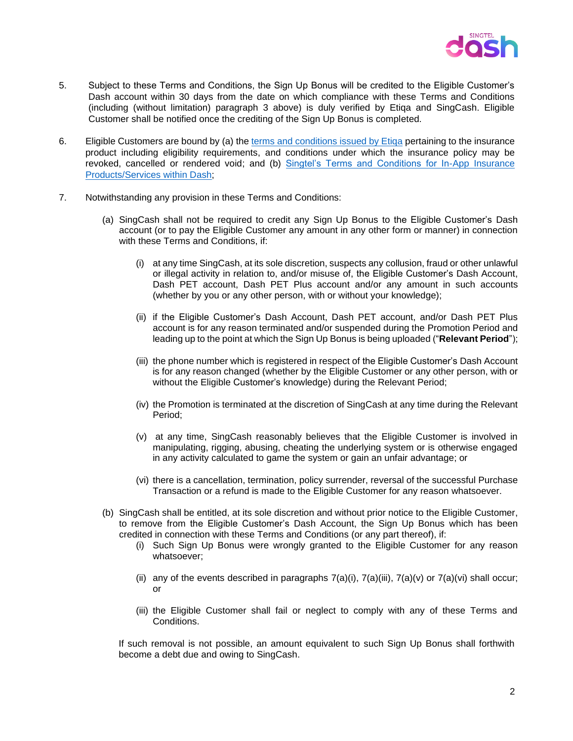5. Subject to these Terms and Conditions, the Sign Up Bonus will be credited to the Eligible Customer's Dash account within 30 days from the date on which compliance with these Terms and Conditions (including (without limitation) paragraph 3 above) is duly verified by Etiqa and SingCash. Eligible Customer shall be notified once the crediting of the Sign Up Bonus is completed.

6. Eligible Customers are bound by (a) the terms and conditions issued by Etiqa pertaining to the insurance product including eligibility requirements, and conditions under which the insurance policy may be revoked, cancelled or rendered void; and (b) Singtel's Terms and Conditions for In-App Insurance Products/Services within Dash;

7. Notwithstanding any provision in these Terms and Conditions:

   (a) SingCash shall not be required to credit any Sign Up Bonus to the Eligible Customer's Dash account (or to pay the Eligible Customer any amount in any other form or manner) in connection with these Terms and Conditions, if:

      (i) at any time SingCash, at its sole discretion, suspects any collusion, fraud or other unlawful or illegal activity in relation to, and/or misuse of, the Eligible Customer's Dash Account, Dash PET account, Dash PET Plus account and/or any amount in such accounts (whether by you or any other person, with or without your knowledge);

      (ii) if the Eligible Customer's Dash Account, Dash PET account, and/or Dash PET Plus account is for any reason terminated and/or suspended during the Promotion Period and leading up to the point at which the Sign Up Bonus is being uploaded ("**Relevant Period**");

      (iii) the phone number which is registered in respect of the Eligible Customer's Dash Account is for any reason changed (whether by the Eligible Customer or any other person, with or without the Eligible Customer's knowledge) during the Relevant Period;

      (iv) the Promotion is terminated at the discretion of SingCash at any time during the Relevant Period;

      (v) at any time, SingCash reasonably believes that the Eligible Customer is involved in manipulating, rigging, abusing, cheating the underlying system or is otherwise engaged in any activity calculated to game the system or gain an unfair advantage; or

      (vi) there is a cancellation, termination, policy surrender, reversal of the successful Purchase Transaction or a refund is made to the Eligible Customer for any reason whatsoever.

   (b) SingCash shall be entitled, at its sole discretion and without prior notice to the Eligible Customer, to remove from the Eligible Customer's Dash Account, the Sign Up Bonus which has been credited in connection with these Terms and Conditions (or any part thereof), if:

      (i) Such Sign Up Bonus were wrongly granted to the Eligible Customer for any reason whatsoever;

      (ii) any of the events described in paragraphs 7(a)(i), 7(a)(iii), 7(a)(v) or 7(a)(vi) shall occur; or

      (iii) the Eligible Customer shall fail or neglect to comply with any of these Terms and Conditions.

   If such removal is not possible, an amount equivalent to such Sign Up Bonus shall forthwith become a debt due and owing to SingCash.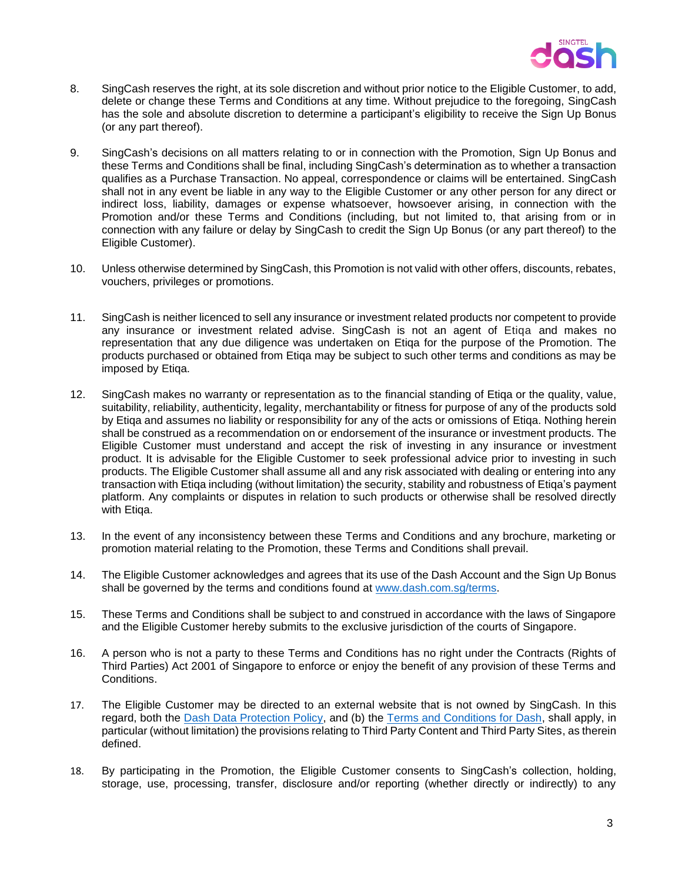8. SingCash reserves the right, at its sole discretion and without prior notice to the Eligible Customer, to add, delete or change these Terms and Conditions at any time. Without prejudice to the foregoing, SingCash has the sole and absolute discretion to determine a participant's eligibility to receive the Sign Up Bonus (or any part thereof).

9. SingCash's decisions on all matters relating to or in connection with the Promotion, Sign Up Bonus and these Terms and Conditions shall be final, including SingCash's determination as to whether a transaction qualifies as a Purchase Transaction. No appeal, correspondence or claims will be entertained. SingCash shall not in any event be liable in any way to the Eligible Customer or any other person for any direct or indirect loss, liability, damages or expense whatsoever, howsoever arising, in connection with the Promotion and/or these Terms and Conditions (including, but not limited to, that arising from or in connection with any failure or delay by SingCash to credit the Sign Up Bonus (or any part thereof) to the Eligible Customer).

10. Unless otherwise determined by SingCash, this Promotion is not valid with other offers, discounts, rebates, vouchers, privileges or promotions.

11. SingCash is neither licenced to sell any insurance or investment related products nor competent to provide any insurance or investment related advise. SingCash is not an agent of Etiqa and makes no representation that any due diligence was undertaken on Etiqa for the purpose of the Promotion. The products purchased or obtained from Etiqa may be subject to such other terms and conditions as may be imposed by Etiqa.

12. SingCash makes no warranty or representation as to the financial standing of Etiqa or the quality, value, suitability, reliability, authenticity, legality, merchantability or fitness for purpose of any of the products sold by Etiqa and assumes no liability or responsibility for any of the acts or omissions of Etiqa. Nothing herein shall be construed as a recommendation on or endorsement of the insurance or investment products. The Eligible Customer must understand and accept the risk of investing in any insurance or investment product. It is advisable for the Eligible Customer to seek professional advice prior to investing in such products. The Eligible Customer shall assume all and any risk associated with dealing or entering into any transaction with Etiqa including (without limitation) the security, stability and robustness of Etiqa's payment platform. Any complaints or disputes in relation to such products or otherwise shall be resolved directly with Etiqa.

13. In the event of any inconsistency between these Terms and Conditions and any brochure, marketing or promotion material relating to the Promotion, these Terms and Conditions shall prevail.

14. The Eligible Customer acknowledges and agrees that its use of the Dash Account and the Sign Up Bonus shall be governed by the terms and conditions found at [www.dash.com.sg/terms](www.dash.com.sg/terms).

15. These Terms and Conditions shall be subject to and construed in accordance with the laws of Singapore and the Eligible Customer hereby submits to the exclusive jurisdiction of the courts of Singapore.

16. A person who is not a party to these Terms and Conditions has no right under the Contracts (Rights of Third Parties) Act 2001 of Singapore to enforce or enjoy the benefit of any provision of these Terms and Conditions.

17. The Eligible Customer may be directed to an external website that is not owned by SingCash. In this regard, both the Dash Data Protection Policy, and (b) the Terms and Conditions for Dash, shall apply, in particular (without limitation) the provisions relating to Third Party Content and Third Party Sites, as therein defined.

18. By participating in the Promotion, the Eligible Customer consents to SingCash's collection, holding, storage, use, processing, transfer, disclosure and/or reporting (whether directly or indirectly) to any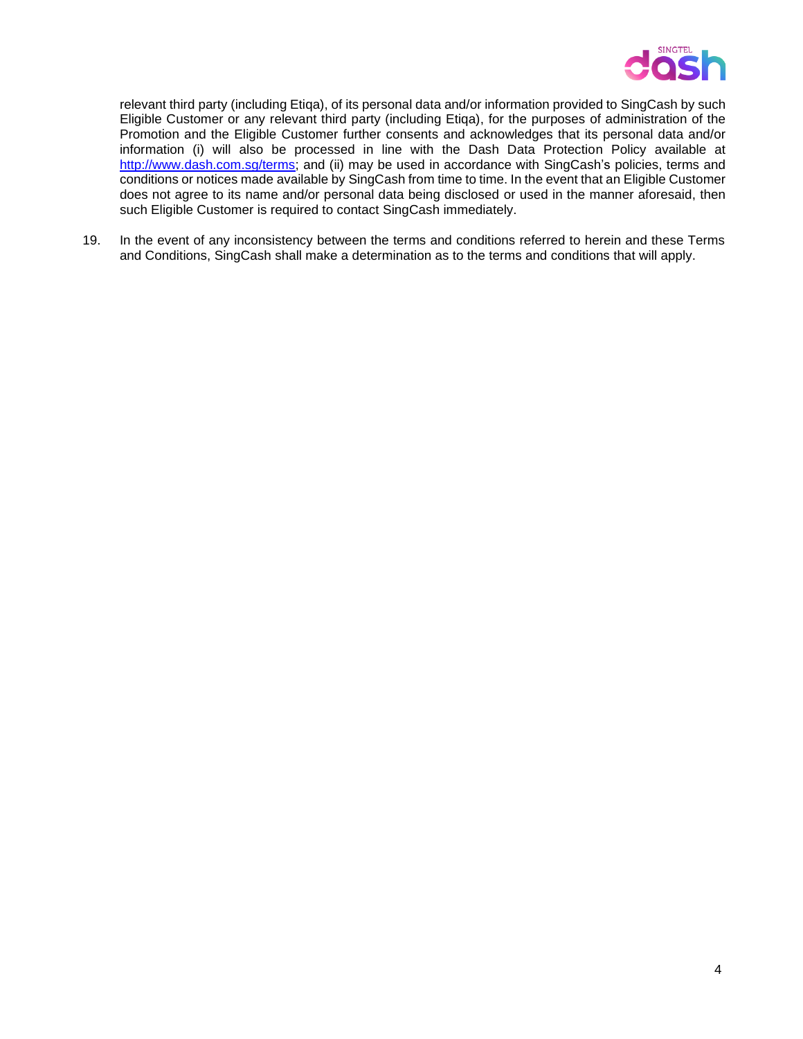relevant third party (including Etiqa), of its personal data and/or information provided to SingCash by such Eligible Customer or any relevant third party (including Etiqa), for the purposes of administration of the Promotion and the Eligible Customer further consents and acknowledges that its personal data and/or information (i) will also be processed in line with the Dash Data Protection Policy available at [http://www.dash.com.sg/terms](http://www.dash.com.sg/terms); and (ii) may be used in accordance with SingCash's policies, terms and conditions or notices made available by SingCash from time to time. In the event that an Eligible Customer does not agree to its name and/or personal data being disclosed or used in the manner aforesaid, then such Eligible Customer is required to contact SingCash immediately.

19. In the event of any inconsistency between the terms and conditions referred to herein and these Terms and Conditions, SingCash shall make a determination as to the terms and conditions that will apply.